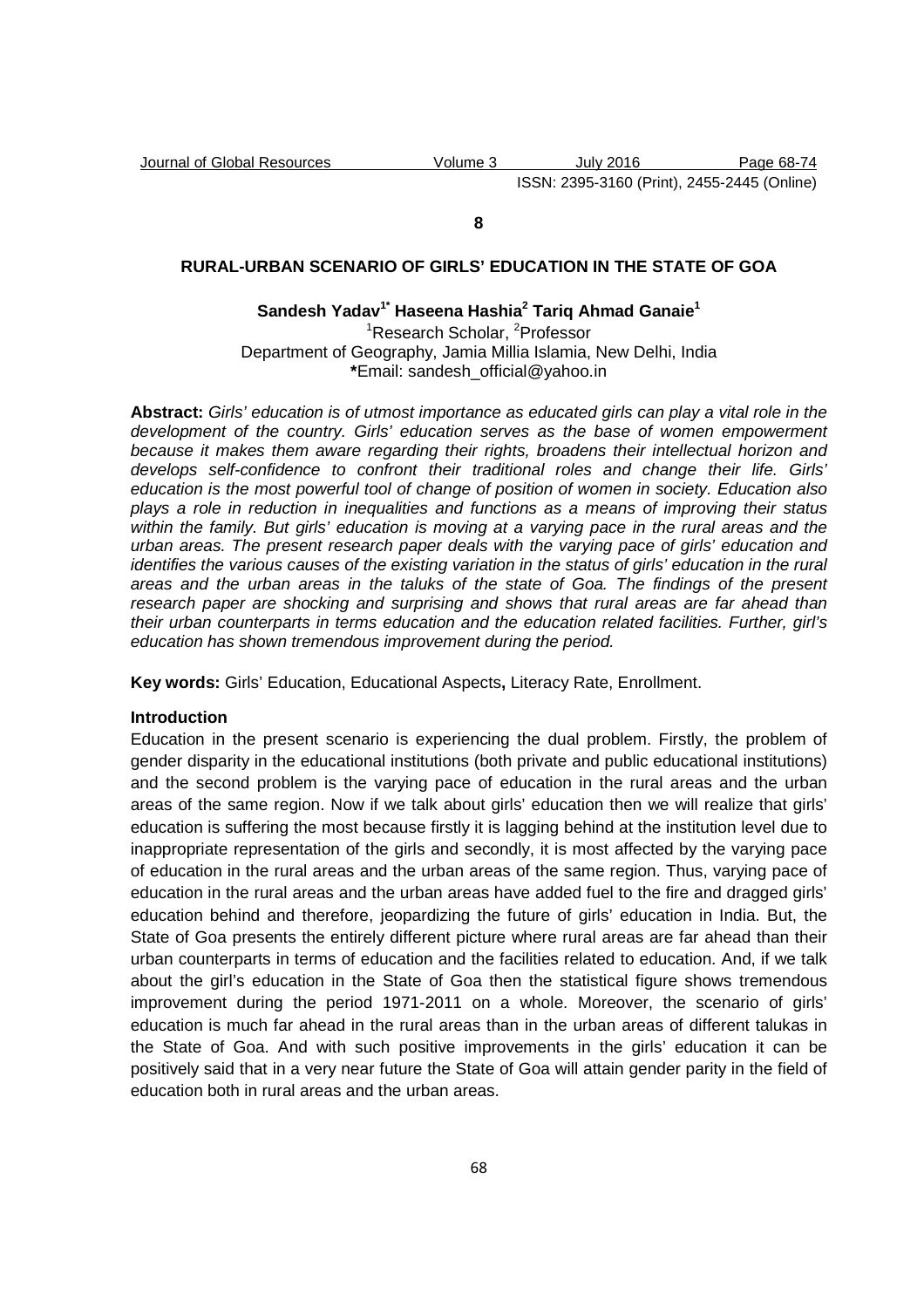**8**

# RURAL-URBAN SCENARIO OF GIRLS' EDUCATION IN THE STATE OF GOA

**Sandesh Yadav[1*] Haseena Hashia[2] Tariq Ahmad Ganaie[1]**

[1]Research Scholar, [2]Professor
Department of Geography, Jamia Millia Islamia, New Delhi, India
*Email: sandesh_official@yahoo.in

**Abstract:** *Girls' education is of utmost importance as educated girls can play a vital role in the development of the country. Girls' education serves as the base of women empowerment because it makes them aware regarding their rights, broadens their intellectual horizon and develops self-confidence to confront their traditional roles and change their life. Girls' education is the most powerful tool of change of position of women in society. Education also plays a role in reduction in inequalities and functions as a means of improving their status within the family. But girls' education is moving at a varying pace in the rural areas and the urban areas. The present research paper deals with the varying pace of girls' education and identifies the various causes of the existing variation in the status of girls' education in the rural areas and the urban areas in the taluks of the state of Goa. The findings of the present research paper are shocking and surprising and shows that rural areas are far ahead than their urban counterparts in terms education and the education related facilities. Further, girl's education has shown tremendous improvement during the period.*

**Key words:** Girls' Education, Educational Aspects**,** Literacy Rate, Enrollment.

## Introduction

Education in the present scenario is experiencing the dual problem. Firstly, the problem of gender disparity in the educational institutions (both private and public educational institutions) and the second problem is the varying pace of education in the rural areas and the urban areas of the same region. Now if we talk about girls' education then we will realize that girls' education is suffering the most because firstly it is lagging behind at the institution level due to inappropriate representation of the girls and secondly, it is most affected by the varying pace of education in the rural areas and the urban areas of the same region. Thus, varying pace of education in the rural areas and the urban areas have added fuel to the fire and dragged girls' education behind and therefore, jeopardizing the future of girls' education in India. But, the State of Goa presents the entirely different picture where rural areas are far ahead than their urban counterparts in terms of education and the facilities related to education. And, if we talk about the girl's education in the State of Goa then the statistical figure shows tremendous improvement during the period 1971-2011 on a whole. Moreover, the scenario of girls' education is much far ahead in the rural areas than in the urban areas of different talukas in the State of Goa. And with such positive improvements in the girls' education it can be positively said that in a very near future the State of Goa will attain gender parity in the field of education both in rural areas and the urban areas.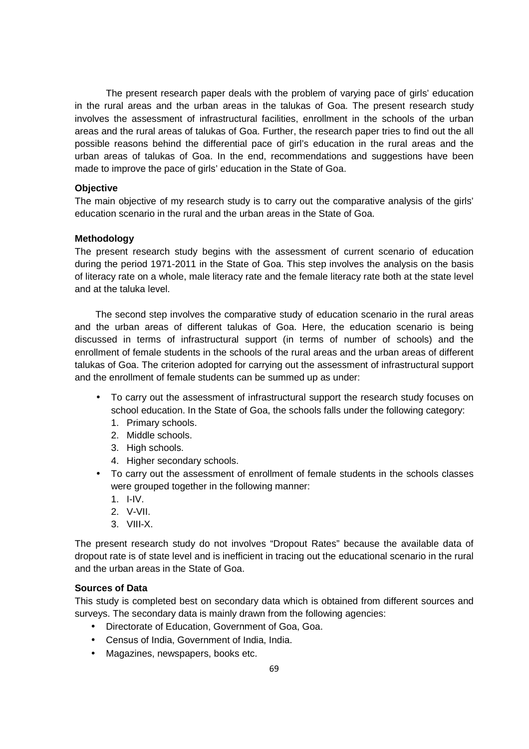The present research paper deals with the problem of varying pace of girls' education in the rural areas and the urban areas in the talukas of Goa. The present research study involves the assessment of infrastructural facilities, enrollment in the schools of the urban areas and the rural areas of talukas of Goa. Further, the research paper tries to find out the all possible reasons behind the differential pace of girl's education in the rural areas and the urban areas of talukas of Goa. In the end, recommendations and suggestions have been made to improve the pace of girls' education in the State of Goa.

**Objective**

The main objective of my research study is to carry out the comparative analysis of the girls' education scenario in the rural and the urban areas in the State of Goa.

**Methodology**

The present research study begins with the assessment of current scenario of education during the period 1971-2011 in the State of Goa. This step involves the analysis on the basis of literacy rate on a whole, male literacy rate and the female literacy rate both at the state level and at the taluka level.

The second step involves the comparative study of education scenario in the rural areas and the urban areas of different talukas of Goa. Here, the education scenario is being discussed in terms of infrastructural support (in terms of number of schools) and the enrollment of female students in the schools of the rural areas and the urban areas of different talukas of Goa. The criterion adopted for carrying out the assessment of infrastructural support and the enrollment of female students can be summed up as under:

- To carry out the assessment of infrastructural support the research study focuses on school education. In the State of Goa, the schools falls under the following category:
  1. Primary schools.
  2. Middle schools.
  3. High schools.
  4. Higher secondary schools.
- To carry out the assessment of enrollment of female students in the schools classes were grouped together in the following manner:
  1. I-IV.
  2. V-VII.
  3. VIII-X.

The present research study do not involves "Dropout Rates" because the available data of dropout rate is of state level and is inefficient in tracing out the educational scenario in the rural and the urban areas in the State of Goa.

**Sources of Data**

This study is completed best on secondary data which is obtained from different sources and surveys. The secondary data is mainly drawn from the following agencies:

- Directorate of Education, Government of Goa, Goa.
- Census of India, Government of India, India.
- Magazines, newspapers, books etc.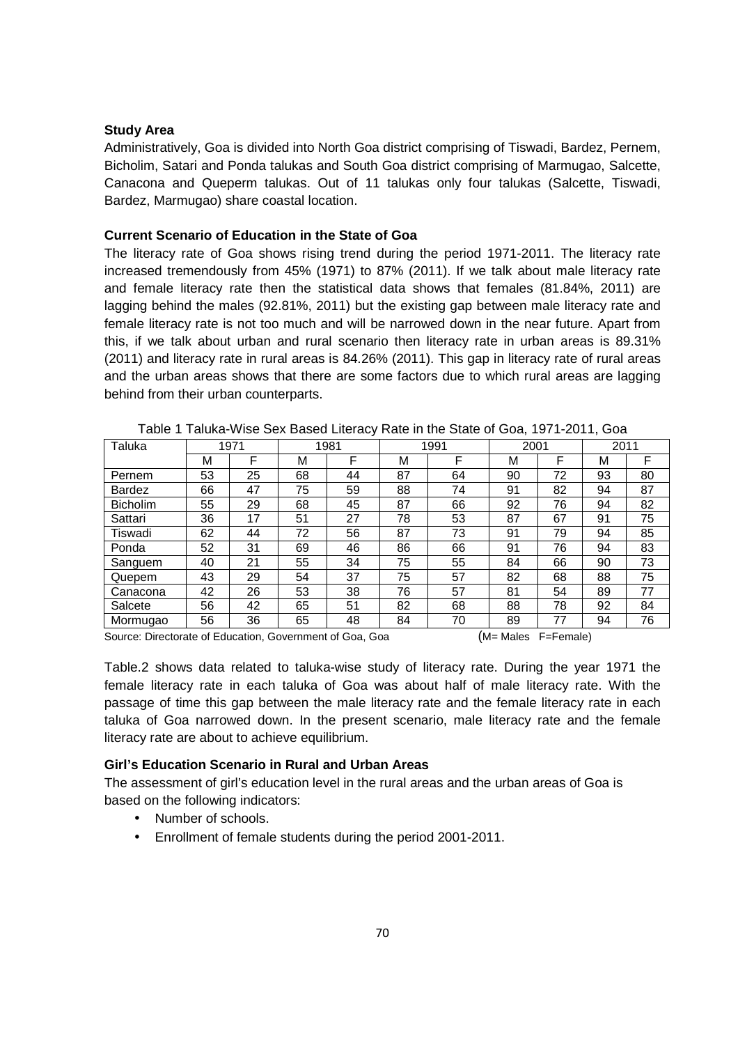**Study Area**

Administratively, Goa is divided into North Goa district comprising of Tiswadi, Bardez, Pernem, Bicholim, Satari and Ponda talukas and South Goa district comprising of Marmugao, Salcette, Canacona and Queperm talukas. Out of 11 talukas only four talukas (Salcette, Tiswadi, Bardez, Marmugao) share coastal location.

**Current Scenario of Education in the State of Goa**

The literacy rate of Goa shows rising trend during the period 1971-2011. The literacy rate increased tremendously from 45% (1971) to 87% (2011). If we talk about male literacy rate and female literacy rate then the statistical data shows that females (81.84%, 2011) are lagging behind the males (92.81%, 2011) but the existing gap between male literacy rate and female literacy rate is not too much and will be narrowed down in the near future. Apart from this, if we talk about urban and rural scenario then literacy rate in urban areas is 89.31% (2011) and literacy rate in rural areas is 84.26% (2011). This gap in literacy rate of rural areas and the urban areas shows that there are some factors due to which rural areas are lagging behind from their urban counterparts.

Table 1 Taluka-Wise Sex Based Literacy Rate in the State of Goa, 1971-2011, Goa

| Taluka | 1971 | | 1981 | | 1991 | | 2001 | | 2011 | |
|---|---|---|---|---|---|---|---|---|---|---|
| | M | F | M | F | M | F | M | F | M | F |
| Pernem | 53 | 25 | 68 | 44 | 87 | 64 | 90 | 72 | 93 | 80 |
| Bardez | 66 | 47 | 75 | 59 | 88 | 74 | 91 | 82 | 94 | 87 |
| Bicholim | 55 | 29 | 68 | 45 | 87 | 66 | 92 | 76 | 94 | 82 |
| Sattari | 36 | 17 | 51 | 27 | 78 | 53 | 87 | 67 | 91 | 75 |
| Tiswadi | 62 | 44 | 72 | 56 | 87 | 73 | 91 | 79 | 94 | 85 |
| Ponda | 52 | 31 | 69 | 46 | 86 | 66 | 91 | 76 | 94 | 83 |
| Sanguem | 40 | 21 | 55 | 34 | 75 | 55 | 84 | 66 | 90 | 73 |
| Quepem | 43 | 29 | 54 | 37 | 75 | 57 | 82 | 68 | 88 | 75 |
| Canacona | 42 | 26 | 53 | 38 | 76 | 57 | 81 | 54 | 89 | 77 |
| Salcete | 56 | 42 | 65 | 51 | 82 | 68 | 88 | 78 | 92 | 84 |
| Mormugao | 56 | 36 | 65 | 48 | 84 | 70 | 89 | 77 | 94 | 76 |

Source: Directorate of Education, Government of Goa, Goa (M= Males F=Female)

Table.2 shows data related to taluka-wise study of literacy rate. During the year 1971 the female literacy rate in each taluka of Goa was about half of male literacy rate. With the passage of time this gap between the male literacy rate and the female literacy rate in each taluka of Goa narrowed down. In the present scenario, male literacy rate and the female literacy rate are about to achieve equilibrium.

**Girl's Education Scenario in Rural and Urban Areas**

The assessment of girl's education level in the rural areas and the urban areas of Goa is based on the following indicators:

- Number of schools.
- Enrollment of female students during the period 2001-2011.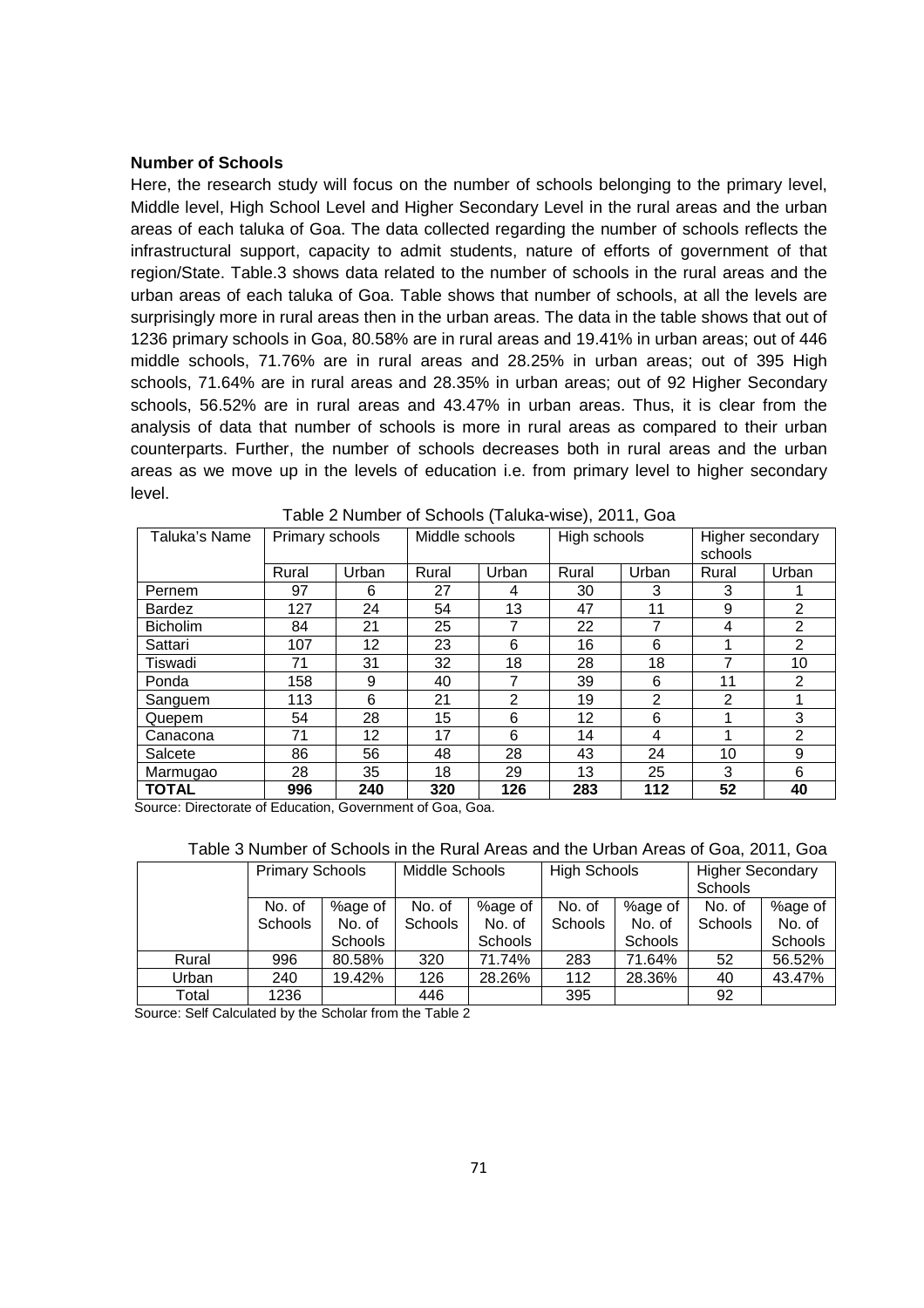**Number of Schools**

Here, the research study will focus on the number of schools belonging to the primary level, Middle level, High School Level and Higher Secondary Level in the rural areas and the urban areas of each taluka of Goa. The data collected regarding the number of schools reflects the infrastructural support, capacity to admit students, nature of efforts of government of that region/State. Table.3 shows data related to the number of schools in the rural areas and the urban areas of each taluka of Goa. Table shows that number of schools, at all the levels are surprisingly more in rural areas then in the urban areas. The data in the table shows that out of 1236 primary schools in Goa, 80.58% are in rural areas and 19.41% in urban areas; out of 446 middle schools, 71.76% are in rural areas and 28.25% in urban areas; out of 395 High schools, 71.64% are in rural areas and 28.35% in urban areas; out of 92 Higher Secondary schools, 56.52% are in rural areas and 43.47% in urban areas. Thus, it is clear from the analysis of data that number of schools is more in rural areas as compared to their urban counterparts. Further, the number of schools decreases both in rural areas and the urban areas as we move up in the levels of education i.e. from primary level to higher secondary level.

Table 2 Number of Schools (Taluka-wise), 2011, Goa

| Taluka's Name | Primary schools | | Middle schools | | High schools | | Higher secondary schools | |
|---|---|---|---|---|---|---|---|---|
| | Rural | Urban | Rural | Urban | Rural | Urban | Rural | Urban |
| Pernem | 97 | 6 | 27 | 4 | 30 | 3 | 3 | 1 |
| Bardez | 127 | 24 | 54 | 13 | 47 | 11 | 9 | 2 |
| Bicholim | 84 | 21 | 25 | 7 | 22 | 7 | 4 | 2 |
| Sattari | 107 | 12 | 23 | 6 | 16 | 6 | 1 | 2 |
| Tiswadi | 71 | 31 | 32 | 18 | 28 | 18 | 7 | 10 |
| Ponda | 158 | 9 | 40 | 7 | 39 | 6 | 11 | 2 |
| Sanguem | 113 | 6 | 21 | 2 | 19 | 2 | 2 | 1 |
| Quepem | 54 | 28 | 15 | 6 | 12 | 6 | 1 | 3 |
| Canacona | 71 | 12 | 17 | 6 | 14 | 4 | 1 | 2 |
| Salcete | 86 | 56 | 48 | 28 | 43 | 24 | 10 | 9 |
| Marmugao | 28 | 35 | 18 | 29 | 13 | 25 | 3 | 6 |
| **TOTAL** | **996** | **240** | **320** | **126** | **283** | **112** | **52** | **40** |

Source: Directorate of Education, Government of Goa, Goa.

Table 3 Number of Schools in the Rural Areas and the Urban Areas of Goa, 2011, Goa

| | Primary Schools | | Middle Schools | | High Schools | | Higher Secondary Schools | |
|---|---|---|---|---|---|---|---|---|
| | No. of Schools | %age of No. of Schools | No. of Schools | %age of No. of Schools | No. of Schools | %age of No. of Schools | No. of Schools | %age of No. of Schools |
| Rural | 996 | 80.58% | 320 | 71.74% | 283 | 71.64% | 52 | 56.52% |
| Urban | 240 | 19.42% | 126 | 28.26% | 112 | 28.36% | 40 | 43.47% |
| Total | 1236 | | 446 | | 395 | | 92 | |

Source: Self Calculated by the Scholar from the Table 2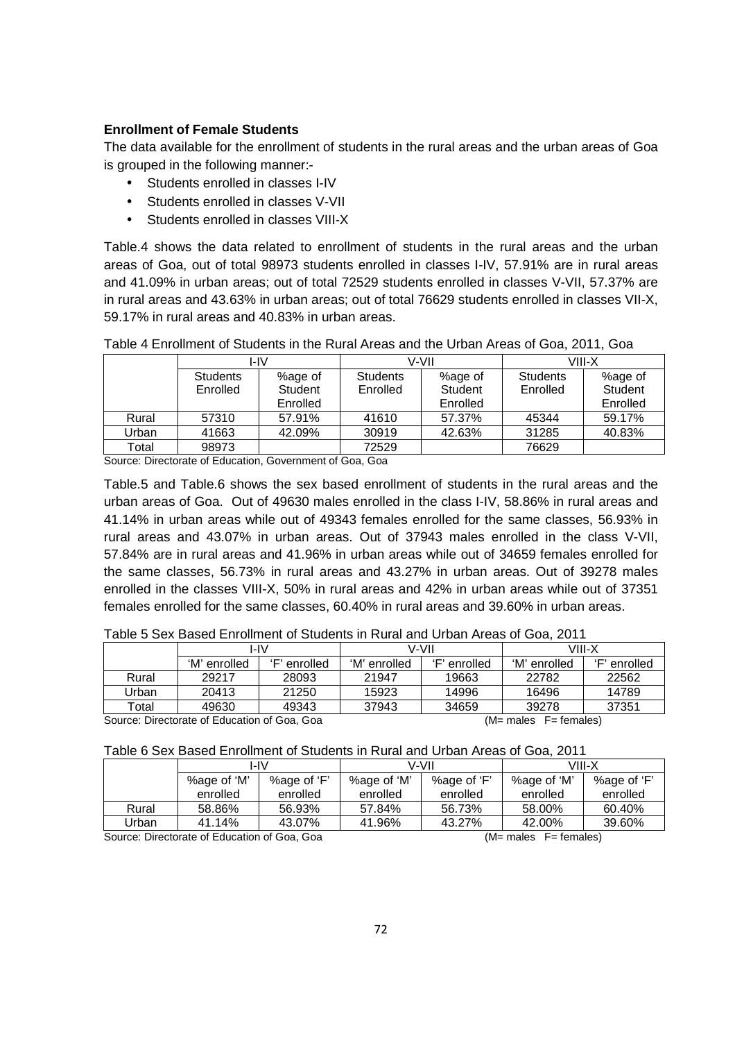**Enrollment of Female Students**

The data available for the enrollment of students in the rural areas and the urban areas of Goa is grouped in the following manner:-

- Students enrolled in classes I-IV
- Students enrolled in classes V-VII
- Students enrolled in classes VIII-X

Table.4 shows the data related to enrollment of students in the rural areas and the urban areas of Goa, out of total 98973 students enrolled in classes I-IV, 57.91% are in rural areas and 41.09% in urban areas; out of total 72529 students enrolled in classes V-VII, 57.37% are in rural areas and 43.63% in urban areas; out of total 76629 students enrolled in classes VII-X, 59.17% in rural areas and 40.83% in urban areas.

Table 4 Enrollment of Students in the Rural Areas and the Urban Areas of Goa, 2011, Goa

| | I-IV | | V-VII | | VIII-X | |
|---|---|---|---|---|---|---|
| | Students Enrolled | %age of Student Enrolled | Students Enrolled | %age of Student Enrolled | Students Enrolled | %age of Student Enrolled |
| Rural | 57310 | 57.91% | 41610 | 57.37% | 45344 | 59.17% |
| Urban | 41663 | 42.09% | 30919 | 42.63% | 31285 | 40.83% |
| Total | 98973 | | 72529 | | 76629 | |

Source: Directorate of Education, Government of Goa, Goa

Table.5 and Table.6 shows the sex based enrollment of students in the rural areas and the urban areas of Goa. Out of 49630 males enrolled in the class I-IV, 58.86% in rural areas and 41.14% in urban areas while out of 49343 females enrolled for the same classes, 56.93% in rural areas and 43.07% in urban areas. Out of 37943 males enrolled in the class V-VII, 57.84% are in rural areas and 41.96% in urban areas while out of 34659 females enrolled for the same classes, 56.73% in rural areas and 43.27% in urban areas. Out of 39278 males enrolled in the classes VIII-X, 50% in rural areas and 42% in urban areas while out of 37351 females enrolled for the same classes, 60.40% in rural areas and 39.60% in urban areas.

Table 5 Sex Based Enrollment of Students in Rural and Urban Areas of Goa, 2011

| | I-IV | | V-VII | | VIII-X | |
|---|---|---|---|---|---|---|
| | 'M' enrolled | 'F' enrolled | 'M' enrolled | 'F' enrolled | 'M' enrolled | 'F' enrolled |
| Rural | 29217 | 28093 | 21947 | 19663 | 22782 | 22562 |
| Urban | 20413 | 21250 | 15923 | 14996 | 16496 | 14789 |
| Total | 49630 | 49343 | 37943 | 34659 | 39278 | 37351 |

Source: Directorate of Education of Goa, Goa (M= males F= females)

Table 6 Sex Based Enrollment of Students in Rural and Urban Areas of Goa, 2011

| | I-IV | | V-VII | | VIII-X | |
|---|---|---|---|---|---|---|
| | %age of 'M' enrolled | %age of 'F' enrolled | %age of 'M' enrolled | %age of 'F' enrolled | %age of 'M' enrolled | %age of 'F' enrolled |
| Rural | 58.86% | 56.93% | 57.84% | 56.73% | 58.00% | 60.40% |
| Urban | 41.14% | 43.07% | 41.96% | 43.27% | 42.00% | 39.60% |

Source: Directorate of Education of Goa, Goa (M= males F= females)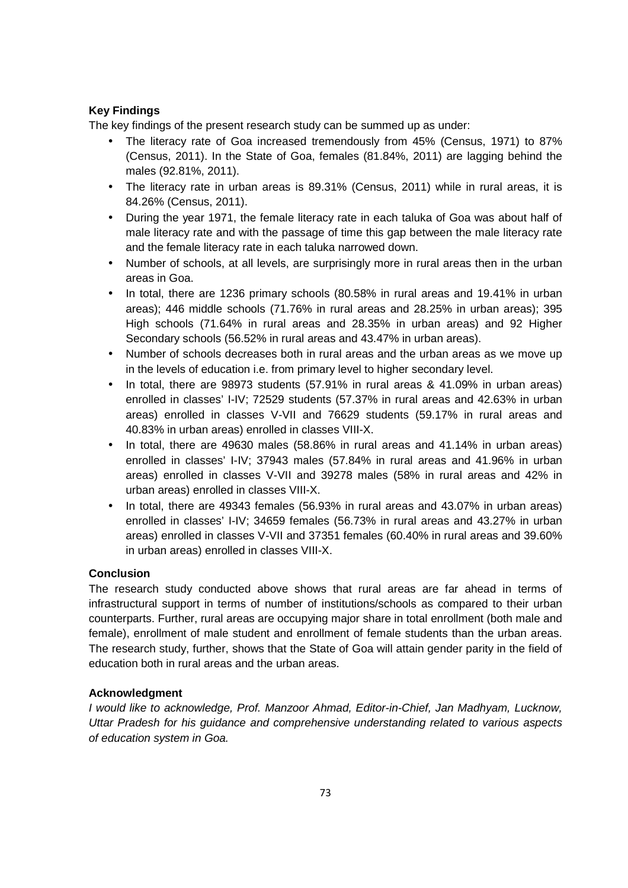**Key Findings**

The key findings of the present research study can be summed up as under:

- The literacy rate of Goa increased tremendously from 45% (Census, 1971) to 87% (Census, 2011). In the State of Goa, females (81.84%, 2011) are lagging behind the males (92.81%, 2011).
- The literacy rate in urban areas is 89.31% (Census, 2011) while in rural areas, it is 84.26% (Census, 2011).
- During the year 1971, the female literacy rate in each taluka of Goa was about half of male literacy rate and with the passage of time this gap between the male literacy rate and the female literacy rate in each taluka narrowed down.
- Number of schools, at all levels, are surprisingly more in rural areas then in the urban areas in Goa.
- In total, there are 1236 primary schools (80.58% in rural areas and 19.41% in urban areas); 446 middle schools (71.76% in rural areas and 28.25% in urban areas); 395 High schools (71.64% in rural areas and 28.35% in urban areas) and 92 Higher Secondary schools (56.52% in rural areas and 43.47% in urban areas).
- Number of schools decreases both in rural areas and the urban areas as we move up in the levels of education i.e. from primary level to higher secondary level.
- In total, there are 98973 students (57.91% in rural areas & 41.09% in urban areas) enrolled in classes' I-IV; 72529 students (57.37% in rural areas and 42.63% in urban areas) enrolled in classes V-VII and 76629 students (59.17% in rural areas and 40.83% in urban areas) enrolled in classes VIII-X.
- In total, there are 49630 males (58.86% in rural areas and 41.14% in urban areas) enrolled in classes' I-IV; 37943 males (57.84% in rural areas and 41.96% in urban areas) enrolled in classes V-VII and 39278 males (58% in rural areas and 42% in urban areas) enrolled in classes VIII-X.
- In total, there are 49343 females (56.93% in rural areas and 43.07% in urban areas) enrolled in classes' I-IV; 34659 females (56.73% in rural areas and 43.27% in urban areas) enrolled in classes V-VII and 37351 females (60.40% in rural areas and 39.60% in urban areas) enrolled in classes VIII-X.

**Conclusion**

The research study conducted above shows that rural areas are far ahead in terms of infrastructural support in terms of number of institutions/schools as compared to their urban counterparts. Further, rural areas are occupying major share in total enrollment (both male and female), enrollment of male student and enrollment of female students than the urban areas. The research study, further, shows that the State of Goa will attain gender parity in the field of education both in rural areas and the urban areas.

**Acknowledgment**

*I would like to acknowledge, Prof. Manzoor Ahmad, Editor-in-Chief, Jan Madhyam, Lucknow, Uttar Pradesh for his guidance and comprehensive understanding related to various aspects of education system in Goa.*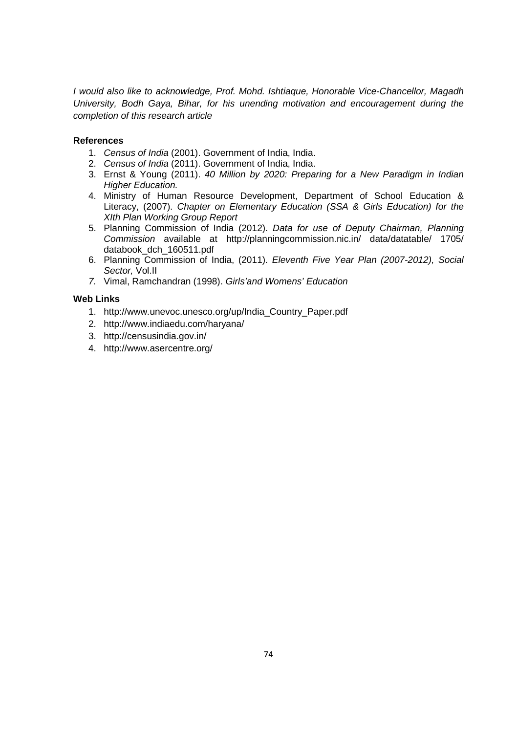*I would also like to acknowledge, Prof. Mohd. Ishtiaque, Honorable Vice-Chancellor, Magadh University, Bodh Gaya, Bihar, for his unending motivation and encouragement during the completion of this research article*

**References**

1. *Census of India* (2001). Government of India, India.
2. *Census of India* (2011). Government of India, India.
3. Ernst & Young (2011). *40 Million by 2020: Preparing for a New Paradigm in Indian Higher Education.*
4. Ministry of Human Resource Development, Department of School Education & Literacy, (2007). *Chapter on Elementary Education (SSA & Girls Education) for the XIth Plan Working Group Report*
5. Planning Commission of India (2012). *Data for use of Deputy Chairman, Planning Commission* available at http://planningcommission.nic.in/ data/datatable/ 1705/ databook_dch_160511.pdf
6. Planning Commission of India, (2011). *Eleventh Five Year Plan (2007-2012), Social Sector,* Vol.II
7. Vimal, Ramchandran (1998). *Girls'and Womens' Education*

**Web Links**

1. http://www.unevoc.unesco.org/up/India_Country_Paper.pdf
2. http://www.indiaedu.com/haryana/
3. http://censusindia.gov.in/
4. http://www.asercentre.org/